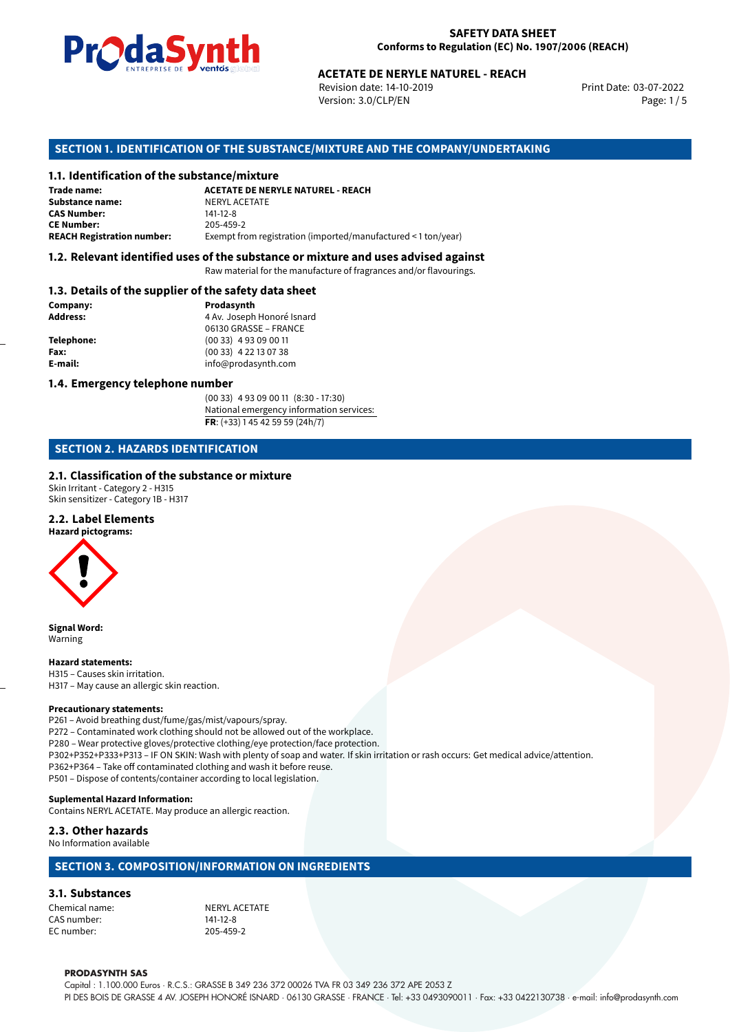**SAFETY DATA SHEET**
**Conforms to Regulation (EC) No. 1907/2006 (REACH)**

**ACETATE DE NERYLE NATUREL - REACH**
Revision date: 14-10-2019
Version: 3.0/CLP/EN
Print Date: 03-07-2022

## SECTION 1. IDENTIFICATION OF THE SUBSTANCE/MIXTURE AND THE COMPANY/UNDERTAKING

### 1.1. Identification of the substance/mixture

| | |
|---|---|
| **Trade name:** | **ACETATE DE NERYLE NATUREL - REACH** |
| **Substance name:** | NERYL ACETATE |
| **CAS Number:** | 141-12-8 |
| **CE Number:** | 205-459-2 |
| **REACH Registration number:** | Exempt from registration (imported/manufactured < 1 ton/year) |

### 1.2. Relevant identified uses of the substance or mixture and uses advised against

Raw material for the manufacture of fragrances and/or flavourings.

### 1.3. Details of the supplier of the safety data sheet

| | |
|---|---|
| **Company:** | **Prodasynth** |
| **Address:** | 4 Av. Joseph Honoré Isnard<br>06130 GRASSE – FRANCE |
| **Telephone:** | (00 33) 4 93 09 00 11 |
| **Fax:** | (00 33) 4 22 13 07 38 |
| **E-mail:** | info@prodasynth.com |

### 1.4. Emergency telephone number

(00 33) 4 93 09 00 11 (8:30 - 17:30)
National emergency information services:
**FR**: (+33) 1 45 42 59 59 (24h/7)

## SECTION 2. HAZARDS IDENTIFICATION

### 2.1. Classification of the substance or mixture

Skin Irritant - Category 2 - H315
Skin sensitizer - Category 1B - H317

### 2.2. Label Elements

**Hazard pictograms:**

**Signal Word:**
Warning

**Hazard statements:**
H315 – Causes skin irritation.
H317 – May cause an allergic skin reaction.

**Precautionary statements:**
P261 – Avoid breathing dust/fume/gas/mist/vapours/spray.
P272 – Contaminated work clothing should not be allowed out of the workplace.
P280 – Wear protective gloves/protective clothing/eye protection/face protection.
P302+P352+P333+P313 – IF ON SKIN: Wash with plenty of soap and water. If skin irritation or rash occurs: Get medical advice/attention.
P362+P364 – Take off contaminated clothing and wash it before reuse.
P501 – Dispose of contents/container according to local legislation.

**Suplemental Hazard Information:**
Contains NERYL ACETATE. May produce an allergic reaction.

### 2.3. Other hazards

No Information available

## SECTION 3. COMPOSITION/INFORMATION ON INGREDIENTS

### 3.1. Substances

| | |
|---|---|
| Chemical name: | NERYL ACETATE |
| CAS number: | 141-12-8 |
| EC number: | 205-459-2 |

**PRODASYNTH SAS**
Capital : 1.100.000 Euros · R.C.S.: GRASSE B 349 236 372 00026 TVA FR 03 349 236 372 APE 2053 Z
PI DES BOIS DE GRASSE 4 AV. JOSEPH HONORÉ ISNARD · 06130 GRASSE · FRANCE · Tel: +33 0493090011 · Fax: +33 0422130738 · e-mail: info@prodasynth.com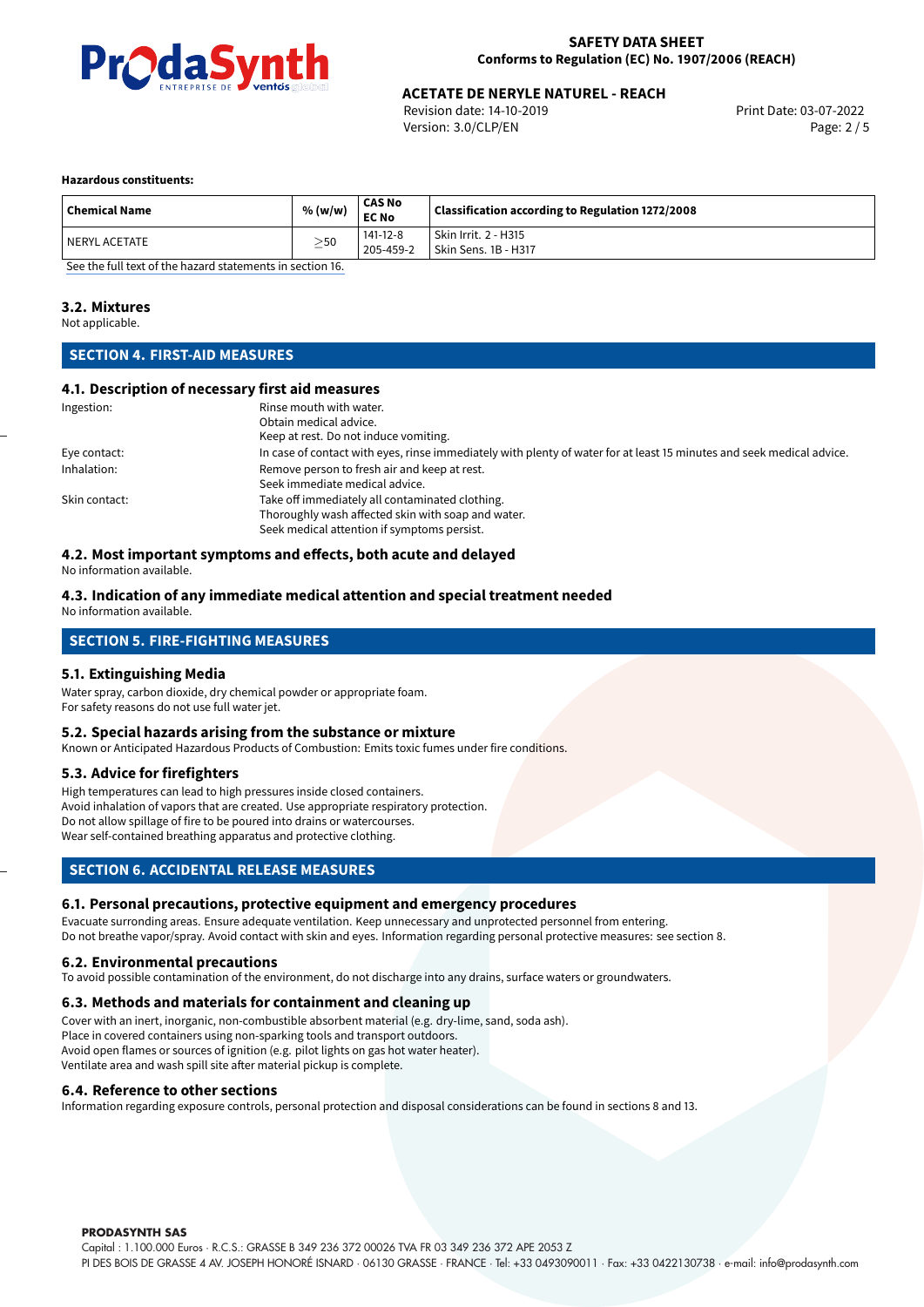**Hazardous constituents:**

| Chemical Name | % (w/w) | CAS No EC No | Classification according to Regulation 1272/2008 |
|---|---|---|---|
| NERYL ACETATE | ≥50 | 141-12-8 205-459-2 | Skin Irrit. 2 - H315 Skin Sens. 1B - H317 |

See the full text of the hazard statements in section 16.

### 3.2. Mixtures

Not applicable.

## SECTION 4. FIRST-AID MEASURES

### 4.1. Description of necessary first aid measures

Ingestion: Rinse mouth with water.
Obtain medical advice.
Keep at rest. Do not induce vomiting.

Eye contact: In case of contact with eyes, rinse immediately with plenty of water for at least 15 minutes and seek medical advice.

Inhalation: Remove person to fresh air and keep at rest.
Seek immediate medical advice.

Skin contact: Take off immediately all contaminated clothing.
Thoroughly wash affected skin with soap and water.
Seek medical attention if symptoms persist.

### 4.2. Most important symptoms and effects, both acute and delayed

No information available.

### 4.3. Indication of any immediate medical attention and special treatment needed

No information available.

## SECTION 5. FIRE-FIGHTING MEASURES

### 5.1. Extinguishing Media

Water spray, carbon dioxide, dry chemical powder or appropriate foam.
For safety reasons do not use full water jet.

### 5.2. Special hazards arising from the substance or mixture

Known or Anticipated Hazardous Products of Combustion: Emits toxic fumes under fire conditions.

### 5.3. Advice for firefighters

High temperatures can lead to high pressures inside closed containers.
Avoid inhalation of vapors that are created. Use appropriate respiratory protection.
Do not allow spillage of fire to be poured into drains or watercourses.
Wear self-contained breathing apparatus and protective clothing.

## SECTION 6. ACCIDENTAL RELEASE MEASURES

### 6.1. Personal precautions, protective equipment and emergency procedures

Evacuate surrounding areas. Ensure adequate ventilation. Keep unnecessary and unprotected personnel from entering.
Do not breathe vapor/spray. Avoid contact with skin and eyes. Information regarding personal protective measures: see section 8.

### 6.2. Environmental precautions

To avoid possible contamination of the environment, do not discharge into any drains, surface waters or groundwaters.

### 6.3. Methods and materials for containment and cleaning up

Cover with an inert, inorganic, non-combustible absorbent material (e.g. dry-lime, sand, soda ash).
Place in covered containers using non-sparking tools and transport outdoors.
Avoid open flames or sources of ignition (e.g. pilot lights on gas hot water heater).
Ventilate area and wash spill site after material pickup is complete.

### 6.4. Reference to other sections

Information regarding exposure controls, personal protection and disposal considerations can be found in sections 8 and 13.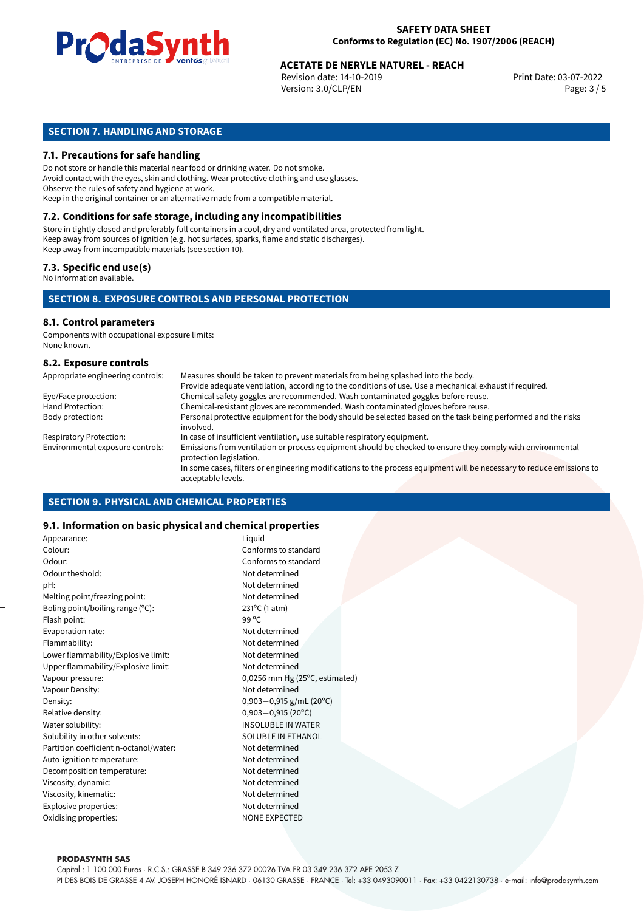## SECTION 7. HANDLING AND STORAGE

### 7.1. Precautions for safe handling

Do not store or handle this material near food or drinking water. Do not smoke.
Avoid contact with the eyes, skin and clothing. Wear protective clothing and use glasses.
Observe the rules of safety and hygiene at work.
Keep in the original container or an alternative made from a compatible material.

### 7.2. Conditions for safe storage, including any incompatibilities

Store in tightly closed and preferably full containers in a cool, dry and ventilated area, protected from light.
Keep away from sources of ignition (e.g. hot surfaces, sparks, flame and static discharges).
Keep away from incompatible materials (see section 10).

### 7.3. Specific end use(s)

No information available.

## SECTION 8. EXPOSURE CONTROLS AND PERSONAL PROTECTION

### 8.1. Control parameters

Components with occupational exposure limits:
None known.

### 8.2. Exposure controls

| | |
|---|---|
| Appropriate engineering controls: | Measures should be taken to prevent materials from being splashed into the body. Provide adequate ventilation, according to the conditions of use. Use a mechanical exhaust if required. |
| Eye/Face protection: | Chemical safety goggles are recommended. Wash contaminated goggles before reuse. |
| Hand Protection: | Chemical-resistant gloves are recommended. Wash contaminated gloves before reuse. |
| Body protection: | Personal protective equipment for the body should be selected based on the task being performed and the risks involved. |
| Respiratory Protection: | In case of insufficient ventilation, use suitable respiratory equipment. |
| Environmental exposure controls: | Emissions from ventilation or process equipment should be checked to ensure they comply with environmental protection legislation. In some cases, filters or engineering modifications to the process equipment will be necessary to reduce emissions to acceptable levels. |

## SECTION 9. PHYSICAL AND CHEMICAL PROPERTIES

### 9.1. Information on basic physical and chemical properties

| | |
|---|---|
| Appearance: | Liquid |
| Colour: | Conforms to standard |
| Odour: | Conforms to standard |
| Odour theshold: | Not determined |
| pH: | Not determined |
| Melting point/freezing point: | Not determined |
| Boling point/boiling range (°C): | 231°C (1 atm) |
| Flash point: | 99 °C |
| Evaporation rate: | Not determined |
| Flammability: | Not determined |
| Lower flammability/Explosive limit: | Not determined |
| Upper flammability/Explosive limit: | Not determined |
| Vapour pressure: | 0,0256 mm Hg (25°C, estimated) |
| Vapour Density: | Not determined |
| Density: | 0,903−0,915 g/mL (20°C) |
| Relative density: | 0,903−0,915 (20°C) |
| Water solubility: | INSOLUBLE IN WATER |
| Solubility in other solvents: | SOLUBLE IN ETHANOL |
| Partition coefficient n-octanol/water: | Not determined |
| Auto-ignition temperature: | Not determined |
| Decomposition temperature: | Not determined |
| Viscosity, dynamic: | Not determined |
| Viscosity, kinematic: | Not determined |
| Explosive properties: | Not determined |
| Oxidising properties: | NONE EXPECTED |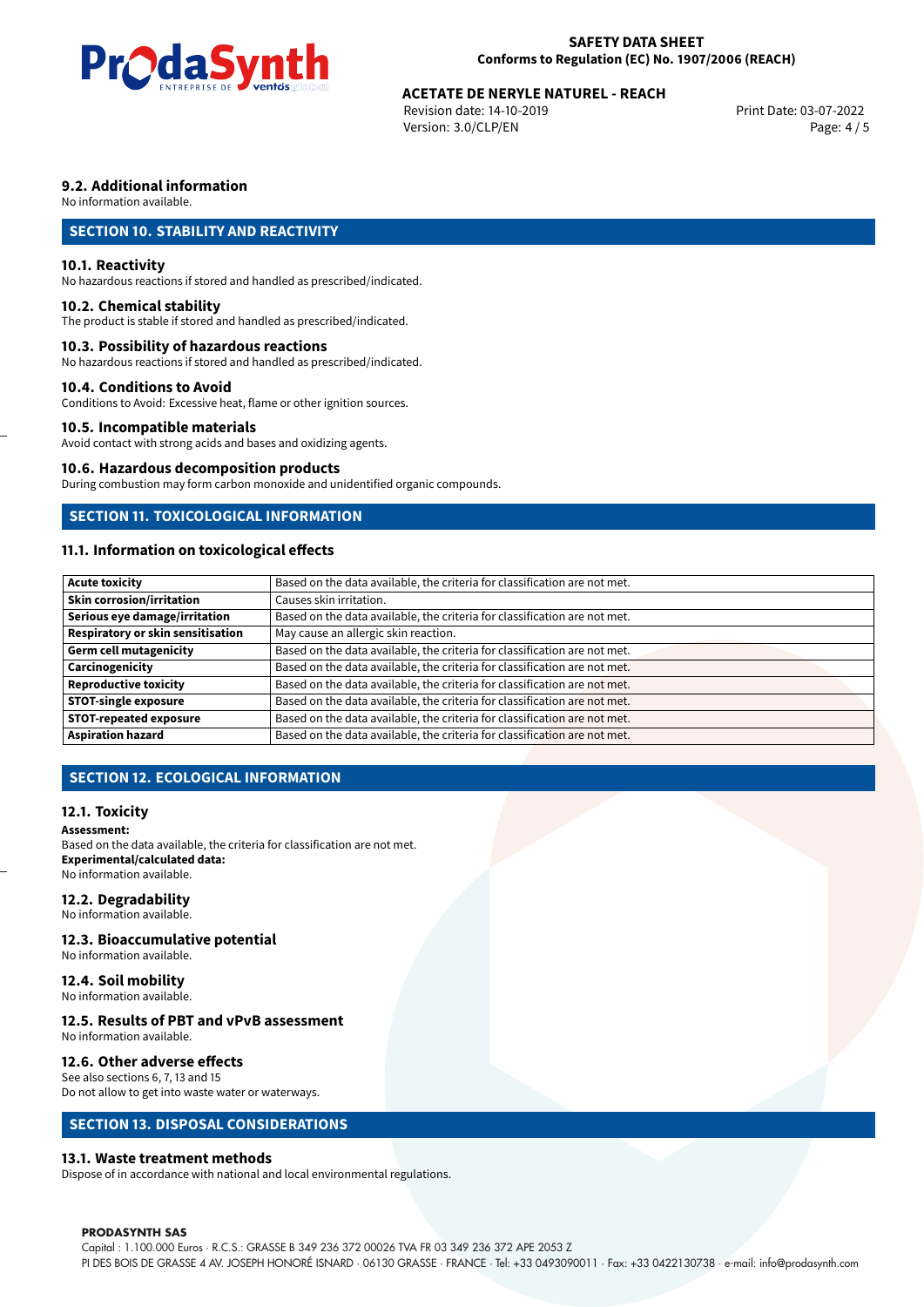### 9.2. Additional information

No information available.

## SECTION 10. STABILITY AND REACTIVITY

### 10.1. Reactivity

No hazardous reactions if stored and handled as prescribed/indicated.

### 10.2. Chemical stability

The product is stable if stored and handled as prescribed/indicated.

### 10.3. Possibility of hazardous reactions

No hazardous reactions if stored and handled as prescribed/indicated.

### 10.4. Conditions to Avoid

Conditions to Avoid: Excessive heat, flame or other ignition sources.

### 10.5. Incompatible materials

Avoid contact with strong acids and bases and oxidizing agents.

### 10.6. Hazardous decomposition products

During combustion may form carbon monoxide and unidentified organic compounds.

## SECTION 11. TOXICOLOGICAL INFORMATION

### 11.1. Information on toxicological effects

| | |
|---|---|
| **Acute toxicity** | Based on the data available, the criteria for classification are not met. |
| **Skin corrosion/irritation** | Causes skin irritation. |
| **Serious eye damage/irritation** | Based on the data available, the criteria for classification are not met. |
| **Respiratory or skin sensitisation** | May cause an allergic skin reaction. |
| **Germ cell mutagenicity** | Based on the data available, the criteria for classification are not met. |
| **Carcinogenicity** | Based on the data available, the criteria for classification are not met. |
| **Reproductive toxicity** | Based on the data available, the criteria for classification are not met. |
| **STOT-single exposure** | Based on the data available, the criteria for classification are not met. |
| **STOT-repeated exposure** | Based on the data available, the criteria for classification are not met. |
| **Aspiration hazard** | Based on the data available, the criteria for classification are not met. |

## SECTION 12. ECOLOGICAL INFORMATION

### 12.1. Toxicity

**Assessment:**
Based on the data available, the criteria for classification are not met.
**Experimental/calculated data:**
No information available.

### 12.2. Degradability

No information available.

### 12.3. Bioaccumulative potential

No information available.

### 12.4. Soil mobility

No information available.

### 12.5. Results of PBT and vPvB assessment

No information available.

### 12.6. Other adverse effects

See also sections 6, 7, 13 and 15
Do not allow to get into waste water or waterways.

## SECTION 13. DISPOSAL CONSIDERATIONS

### 13.1. Waste treatment methods

Dispose of in accordance with national and local environmental regulations.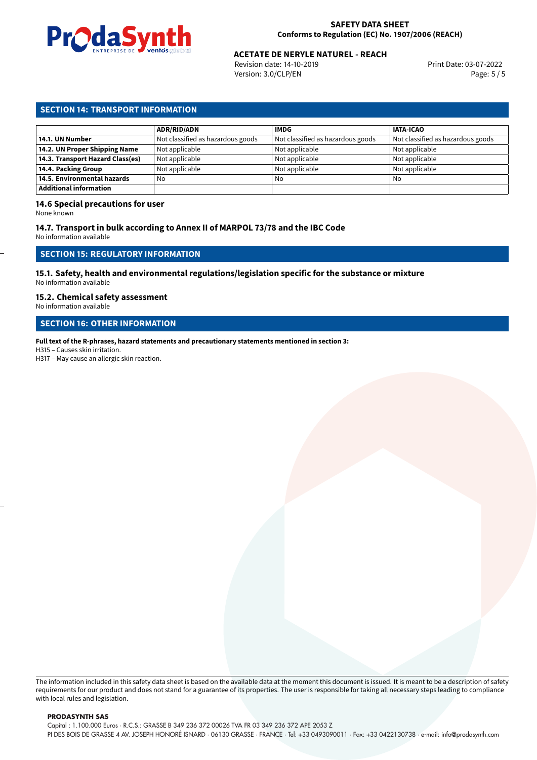## SECTION 14: TRANSPORT INFORMATION

| | ADR/RID/ADN | IMDG | IATA-ICAO |
|---|---|---|---|
| **14.1. UN Number** | Not classified as hazardous goods | Not classified as hazardous goods | Not classified as hazardous goods |
| **14.2. UN Proper Shipping Name** | Not applicable | Not applicable | Not applicable |
| **14.3. Transport Hazard Class(es)** | Not applicable | Not applicable | Not applicable |
| **14.4. Packing Group** | Not applicable | Not applicable | Not applicable |
| **14.5. Environmental hazards** | No | No | No |
| **Additional information** | | | |

### 14.6 Special precautions for user

None known

### 14.7. Transport in bulk according to Annex II of MARPOL 73/78 and the IBC Code

No information available

## SECTION 15: REGULATORY INFORMATION

### 15.1. Safety, health and environmental regulations/legislation specific for the substance or mixture

No information available

### 15.2. Chemical safety assessment

No information available

## SECTION 16: OTHER INFORMATION

**Full text of the R-phrases, hazard statements and precautionary statements mentioned in section 3:**

H315 – Causes skin irritation.
H317 – May cause an allergic skin reaction.

The information included in this safety data sheet is based on the available data at the moment this document is issued. It is meant to be a description of safety requirements for our product and does not stand for a guarantee of its properties. The user is responsible for taking all necessary steps leading to compliance with local rules and legislation.

**PRODASYNTH SAS**

Capital : 1.100.000 Euros · R.C.S.: GRASSE B 349 236 372 00026 TVA FR 03 349 236 372 APE 2053 Z
PI DES BOIS DE GRASSE 4 AV. JOSEPH HONORÉ ISNARD · 06130 GRASSE · FRANCE · Tel: +33 0493090011 · Fax: +33 0422130738 · e-mail: info@prodasynth.com